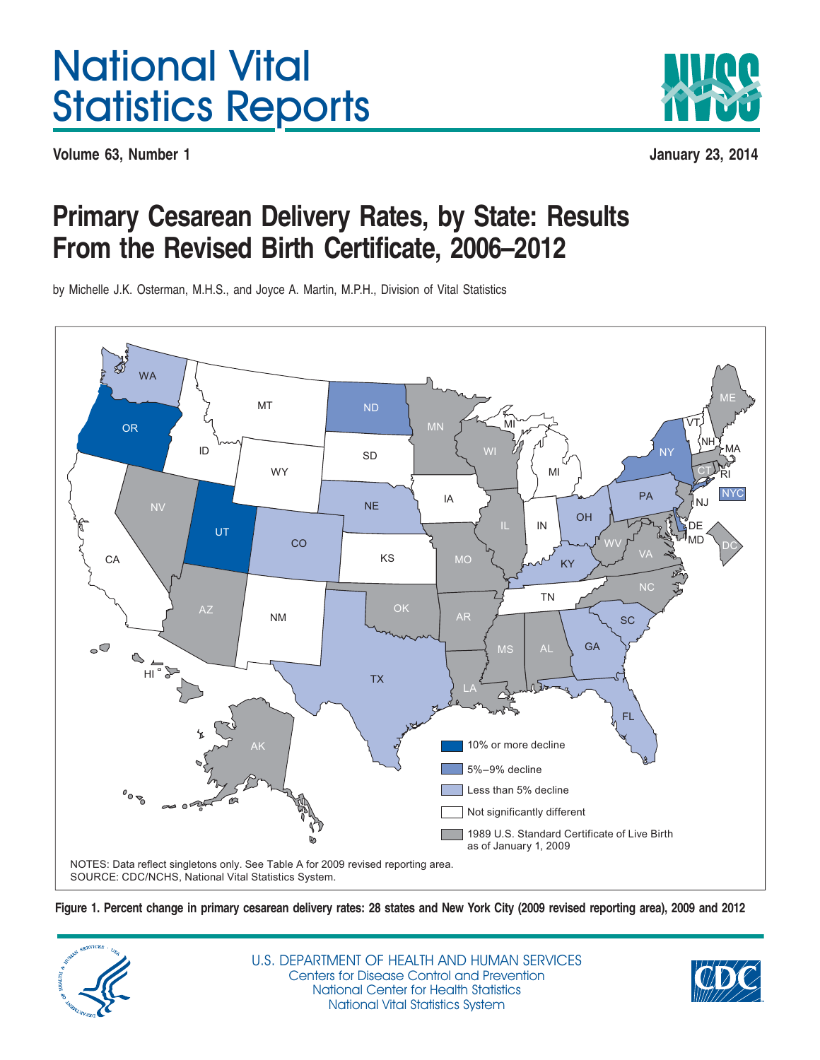# National Vital Statistics Reports

**Volume 63, Number 1** **January 23, 2014**

# Primary Cesarean Delivery Rates, by State: Results From the Revised Birth Certificate, 2006–2012

by Michelle J.K. Osterman, M.H.S., and Joyce A. Martin, M.P.H., Division of Vital Statistics

NOTES: Data reflect singletons only. See Table A for 2009 revised reporting area.
SOURCE: CDC/NCHS, National Vital Statistics System.

**Figure 1. Percent change in primary cesarean delivery rates: 28 states and New York City (2009 revised reporting area), 2009 and 2012**

U.S. DEPARTMENT OF HEALTH AND HUMAN SERVICES
Centers for Disease Control and Prevention
National Center for Health Statistics
National Vital Statistics System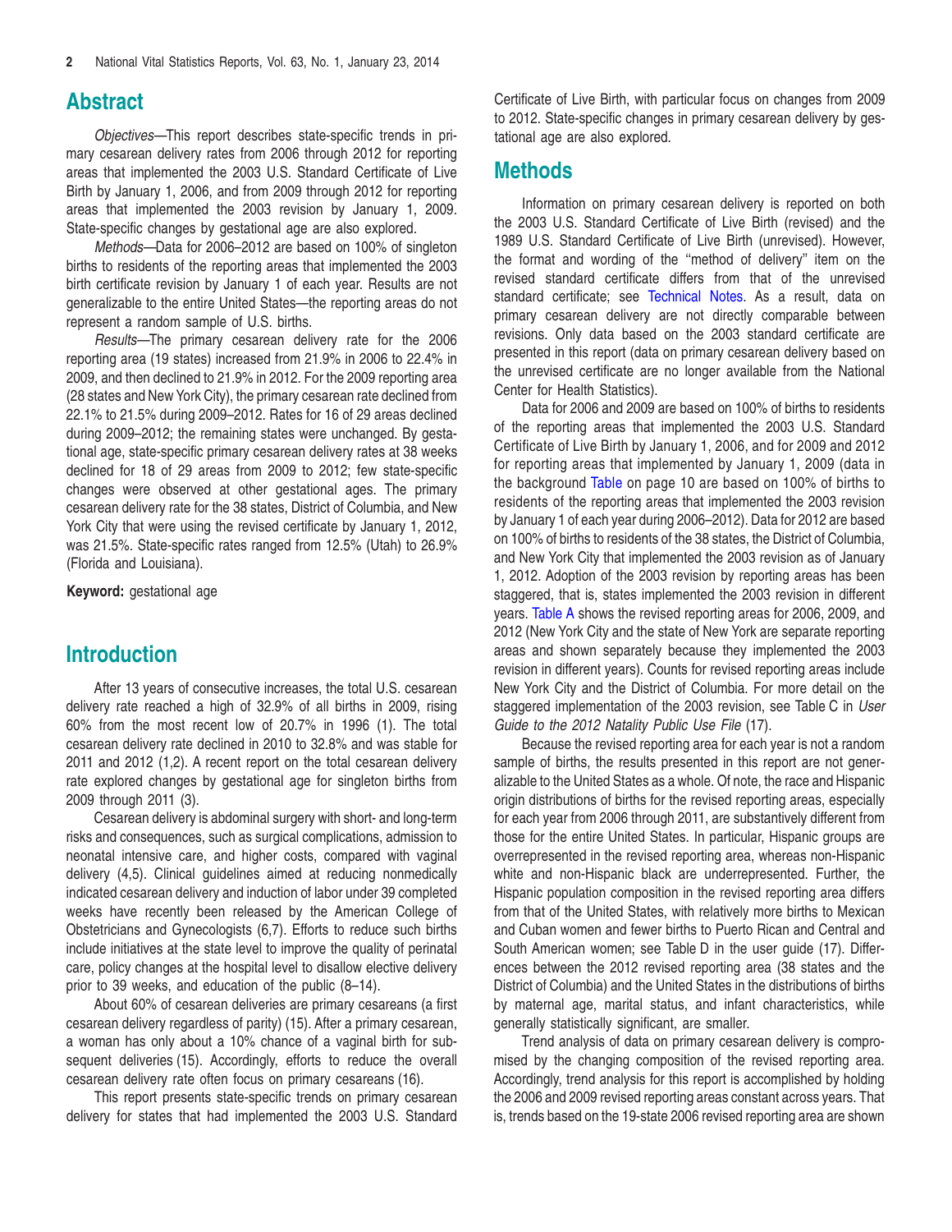## Abstract

*Objectives*—This report describes state-specific trends in primary cesarean delivery rates from 2006 through 2012 for reporting areas that implemented the 2003 U.S. Standard Certificate of Live Birth by January 1, 2006, and from 2009 through 2012 for reporting areas that implemented the 2003 revision by January 1, 2009. State-specific changes by gestational age are also explored.

*Methods*—Data for 2006–2012 are based on 100% of singleton births to residents of the reporting areas that implemented the 2003 birth certificate revision by January 1 of each year. Results are not generalizable to the entire United States—the reporting areas do not represent a random sample of U.S. births.

*Results*—The primary cesarean delivery rate for the 2006 reporting area (19 states) increased from 21.9% in 2006 to 22.4% in 2009, and then declined to 21.9% in 2012. For the 2009 reporting area (28 states and New York City), the primary cesarean rate declined from 22.1% to 21.5% during 2009–2012. Rates for 16 of 29 areas declined during 2009–2012; the remaining states were unchanged. By gestational age, state-specific primary cesarean delivery rates at 38 weeks declined for 18 of 29 areas from 2009 to 2012; few state-specific changes were observed at other gestational ages. The primary cesarean delivery rate for the 38 states, District of Columbia, and New York City that were using the revised certificate by January 1, 2012, was 21.5%. State-specific rates ranged from 12.5% (Utah) to 26.9% (Florida and Louisiana).

**Keyword:** gestational age

## Introduction

After 13 years of consecutive increases, the total U.S. cesarean delivery rate reached a high of 32.9% of all births in 2009, rising 60% from the most recent low of 20.7% in 1996 (1). The total cesarean delivery rate declined in 2010 to 32.8% and was stable for 2011 and 2012 (1,2). A recent report on the total cesarean delivery rate explored changes by gestational age for singleton births from 2009 through 2011 (3).

Cesarean delivery is abdominal surgery with short- and long-term risks and consequences, such as surgical complications, admission to neonatal intensive care, and higher costs, compared with vaginal delivery (4,5). Clinical guidelines aimed at reducing nonmedically indicated cesarean delivery and induction of labor under 39 completed weeks have recently been released by the American College of Obstetricians and Gynecologists (6,7). Efforts to reduce such births include initiatives at the state level to improve the quality of perinatal care, policy changes at the hospital level to disallow elective delivery prior to 39 weeks, and education of the public (8–14).

About 60% of cesarean deliveries are primary cesareans (a first cesarean delivery regardless of parity) (15). After a primary cesarean, a woman has only about a 10% chance of a vaginal birth for subsequent deliveries (15). Accordingly, efforts to reduce the overall cesarean delivery rate often focus on primary cesareans (16).

This report presents state-specific trends on primary cesarean delivery for states that had implemented the 2003 U.S. Standard Certificate of Live Birth, with particular focus on changes from 2009 to 2012. State-specific changes in primary cesarean delivery by gestational age are also explored.

## Methods

Information on primary cesarean delivery is reported on both the 2003 U.S. Standard Certificate of Live Birth (revised) and the 1989 U.S. Standard Certificate of Live Birth (unrevised). However, the format and wording of the "method of delivery" item on the revised standard certificate differs from that of the unrevised standard certificate; see Technical Notes. As a result, data on primary cesarean delivery are not directly comparable between revisions. Only data based on the 2003 standard certificate are presented in this report (data on primary cesarean delivery based on the unrevised certificate are no longer available from the National Center for Health Statistics).

Data for 2006 and 2009 are based on 100% of births to residents of the reporting areas that implemented the 2003 U.S. Standard Certificate of Live Birth by January 1, 2006, and for 2009 and 2012 for reporting areas that implemented by January 1, 2009 (data in the background Table on page 10 are based on 100% of births to residents of the reporting areas that implemented the 2003 revision by January 1 of each year during 2006–2012). Data for 2012 are based on 100% of births to residents of the 38 states, the District of Columbia, and New York City that implemented the 2003 revision as of January 1, 2012. Adoption of the 2003 revision by reporting areas has been staggered, that is, states implemented the 2003 revision in different years. Table A shows the revised reporting areas for 2006, 2009, and 2012 (New York City and the state of New York are separate reporting areas and shown separately because they implemented the 2003 revision in different years). Counts for revised reporting areas include New York City and the District of Columbia. For more detail on the staggered implementation of the 2003 revision, see Table C in *User Guide to the 2012 Natality Public Use File* (17).

Because the revised reporting area for each year is not a random sample of births, the results presented in this report are not generalizable to the United States as a whole. Of note, the race and Hispanic origin distributions of births for the revised reporting areas, especially for each year from 2006 through 2011, are substantively different from those for the entire United States. In particular, Hispanic groups are overrepresented in the revised reporting area, whereas non-Hispanic white and non-Hispanic black are underrepresented. Further, the Hispanic population composition in the revised reporting area differs from that of the United States, with relatively more births to Mexican and Cuban women and fewer births to Puerto Rican and Central and South American women; see Table D in the user guide (17). Differences between the 2012 revised reporting area (38 states and the District of Columbia) and the United States in the distributions of births by maternal age, marital status, and infant characteristics, while generally statistically significant, are smaller.

Trend analysis of data on primary cesarean delivery is compromised by the changing composition of the revised reporting area. Accordingly, trend analysis for this report is accomplished by holding the 2006 and 2009 revised reporting areas constant across years. That is, trends based on the 19-state 2006 revised reporting area are shown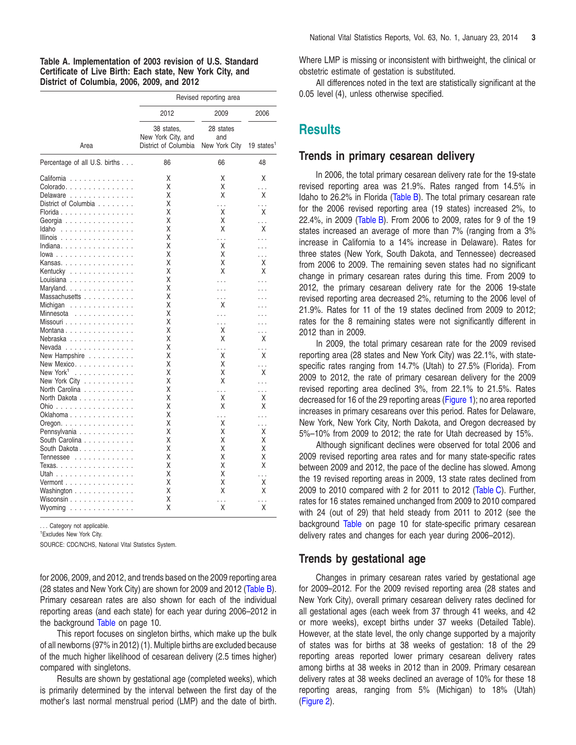**Table A. Implementation of 2003 revision of U.S. Standard Certificate of Live Birth: Each state, New York City, and District of Columbia, 2006, 2009, and 2012**

| Area | Revised reporting area | | |
|---|---|---|---|
| | 2012 | 2009 | 2006 |
| | 38 states, New York City, and District of Columbia | 28 states and New York City | 19 states[1] |
| Percentage of all U.S. births | 86 | 66 | 48 |
| California | X | X | X |
| Colorado | X | X | . . . |
| Delaware | X | X | X |
| District of Columbia | X | . . . | . . . |
| Florida | X | X | X |
| Georgia | X | X | . . . |
| Idaho | X | X | X |
| Illinois | X | . . . | . . . |
| Indiana | X | X | . . . |
| Iowa | X | X | . . . |
| Kansas | X | X | X |
| Kentucky | X | X | X |
| Louisiana | X | . . . | . . . |
| Maryland | X | . . . | . . . |
| Massachusetts | X | . . . | . . . |
| Michigan | X | X | . . . |
| Minnesota | X | . . . | . . . |
| Missouri | X | . . . | . . . |
| Montana | X | X | . . . |
| Nebraska | X | X | X |
| Nevada | X | . . . | . . . |
| New Hampshire | X | X | X |
| New Mexico | X | X | . . . |
| New York[1] | X | X | X |
| New York City | X | X | . . . |
| North Carolina | X | . . . | . . . |
| North Dakota | X | X | X |
| Ohio | X | X | X |
| Oklahoma | X | . . . | . . . |
| Oregon | X | X | . . . |
| Pennsylvania | X | X | X |
| South Carolina | X | X | X |
| South Dakota | X | X | X |
| Tennessee | X | X | X |
| Texas | X | X | X |
| Utah | X | X | . . . |
| Vermont | X | X | X |
| Washington | X | X | X |
| Wisconsin | X | . . . | . . . |
| Wyoming | X | X | X |

. . . Category not applicable.
[1]Excludes New York City.
SOURCE: CDC/NCHS, National Vital Statistics System.

for 2006, 2009, and 2012, and trends based on the 2009 reporting area (28 states and New York City) are shown for 2009 and 2012 (Table B). Primary cesarean rates are also shown for each of the individual reporting areas (and each state) for each year during 2006–2012 in the background Table on page 10.

This report focuses on singleton births, which make up the bulk of all newborns (97% in 2012) (1). Multiple births are excluded because of the much higher likelihood of cesarean delivery (2.5 times higher) compared with singletons.

Results are shown by gestational age (completed weeks), which is primarily determined by the interval between the first day of the mother's last normal menstrual period (LMP) and the date of birth. Where LMP is missing or inconsistent with birthweight, the clinical or obstetric estimate of gestation is substituted.

All differences noted in the text are statistically significant at the 0.05 level (4), unless otherwise specified.

## Results

### Trends in primary cesarean delivery

In 2006, the total primary cesarean delivery rate for the 19-state revised reporting area was 21.9%. Rates ranged from 14.5% in Idaho to 26.2% in Florida (Table B). The total primary cesarean rate for the 2006 revised reporting area (19 states) increased 2%, to 22.4%, in 2009 (Table B). From 2006 to 2009, rates for 9 of the 19 states increased an average of more than 7% (ranging from a 3% increase in California to a 14% increase in Delaware). Rates for three states (New York, South Dakota, and Tennessee) decreased from 2006 to 2009. The remaining seven states had no significant change in primary cesarean rates during this time. From 2009 to 2012, the primary cesarean delivery rate for the 2006 19-state revised reporting area decreased 2%, returning to the 2006 level of 21.9%. Rates for 11 of the 19 states declined from 2009 to 2012; rates for the 8 remaining states were not significantly different in 2012 than in 2009.

In 2009, the total primary cesarean rate for the 2009 revised reporting area (28 states and New York City) was 22.1%, with state-specific rates ranging from 14.7% (Utah) to 27.5% (Florida). From 2009 to 2012, the rate of primary cesarean delivery for the 2009 revised reporting area declined 3%, from 22.1% to 21.5%. Rates decreased for 16 of the 29 reporting areas (Figure 1); no area reported increases in primary cesareans over this period. Rates for Delaware, New York, New York City, North Dakota, and Oregon decreased by 5%–10% from 2009 to 2012; the rate for Utah decreased by 15%.

Although significant declines were observed for total 2006 and 2009 revised reporting area rates and for many state-specific rates between 2009 and 2012, the pace of the decline has slowed. Among the 19 revised reporting areas in 2009, 13 state rates declined from 2009 to 2010 compared with 2 for 2011 to 2012 (Table C). Further, rates for 16 states remained unchanged from 2009 to 2010 compared with 24 (out of 29) that held steady from 2011 to 2012 (see the background Table on page 10 for state-specific primary cesarean delivery rates and changes for each year during 2006–2012).

### Trends by gestational age

Changes in primary cesarean rates varied by gestational age for 2009–2012. For the 2009 revised reporting area (28 states and New York City), overall primary cesarean delivery rates declined for all gestational ages (each week from 37 through 41 weeks, and 42 or more weeks), except births under 37 weeks (Detailed Table). However, at the state level, the only change supported by a majority of states was for births at 38 weeks of gestation: 18 of the 29 reporting areas reported lower primary cesarean delivery rates among births at 38 weeks in 2012 than in 2009. Primary cesarean delivery rates at 38 weeks declined an average of 10% for these 18 reporting areas, ranging from 5% (Michigan) to 18% (Utah) (Figure 2).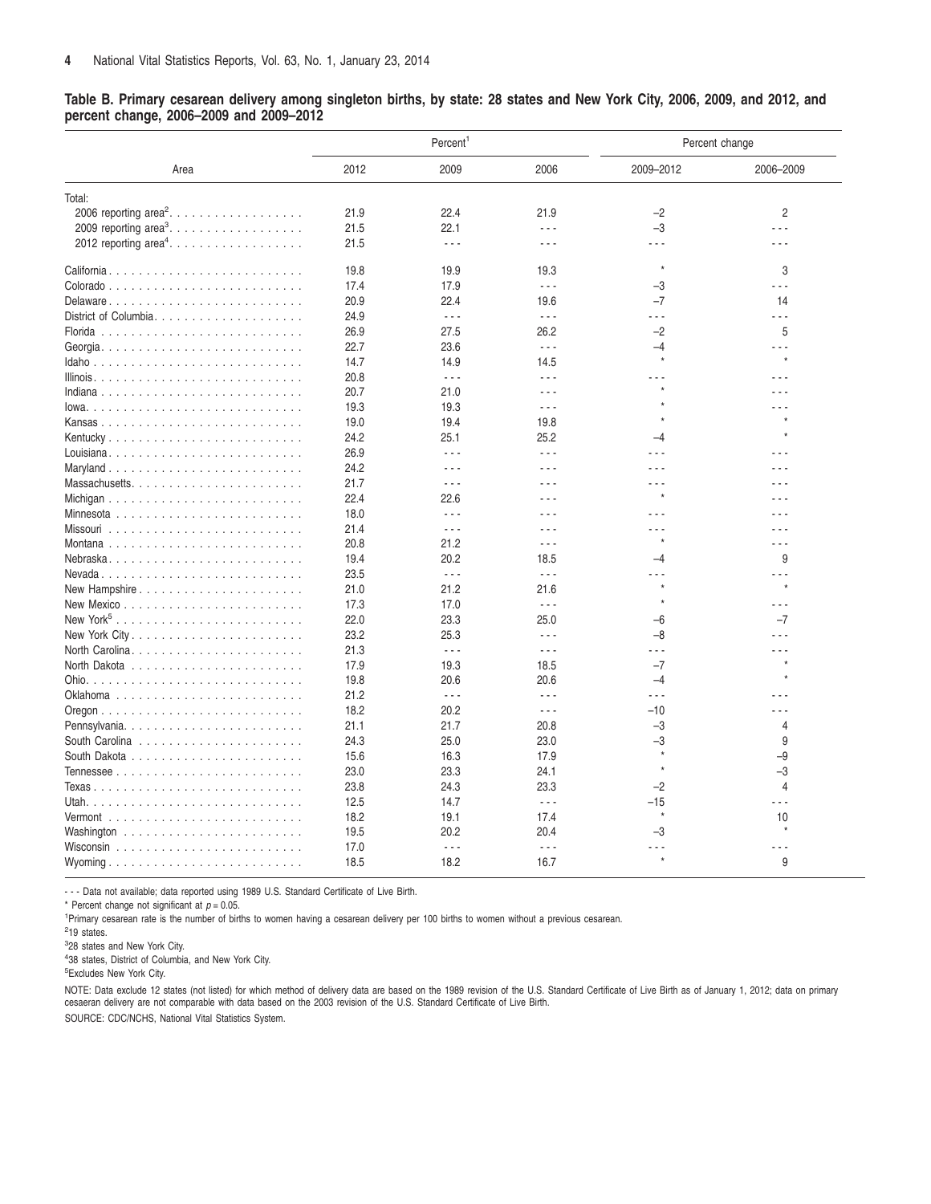**Table B. Primary cesarean delivery among singleton births, by state: 28 states and New York City, 2006, 2009, and 2012, and percent change, 2006–2009 and 2009–2012**

| Area | Percent[1] | | | Percent change | |
|---|---|---|---|---|---|
| | 2012 | 2009 | 2006 | 2009–2012 | 2006–2009 |
| Total: | | | | | |
| 2006 reporting area[2] | 21.9 | 22.4 | 21.9 | –2 | 2 |
| 2009 reporting area[3] | 21.5 | 22.1 | - - - | –3 | - - - |
| 2012 reporting area[4] | 21.5 | - - - | - - - | - - - | - - - |
| California | 19.8 | 19.9 | 19.3 | * | 3 |
| Colorado | 17.4 | 17.9 | - - - | –3 | - - - |
| Delaware | 20.9 | 22.4 | 19.6 | –7 | 14 |
| District of Columbia | 24.9 | - - - | - - - | - - - | - - - |
| Florida | 26.9 | 27.5 | 26.2 | –2 | 5 |
| Georgia | 22.7 | 23.6 | - - - | –4 | - - - |
| Idaho | 14.7 | 14.9 | 14.5 | * | * |
| Illinois | 20.8 | - - - | - - - | - - - | - - - |
| Indiana | 20.7 | 21.0 | - - - | * | - - - |
| Iowa | 19.3 | 19.3 | - - - | * | - - - |
| Kansas | 19.0 | 19.4 | 19.8 | * | * |
| Kentucky | 24.2 | 25.1 | 25.2 | –4 | * |
| Louisiana | 26.9 | - - - | - - - | - - - | - - - |
| Maryland | 24.2 | - - - | - - - | - - - | - - - |
| Massachusetts | 21.7 | - - - | - - - | - - - | - - - |
| Michigan | 22.4 | 22.6 | - - - | * | - - - |
| Minnesota | 18.0 | - - - | - - - | - - - | - - - |
| Missouri | 21.4 | - - - | - - - | - - - | - - - |
| Montana | 20.8 | 21.2 | - - - | * | - - - |
| Nebraska | 19.4 | 20.2 | 18.5 | –4 | 9 |
| Nevada | 23.5 | - - - | - - - | - - - | - - - |
| New Hampshire | 21.0 | 21.2 | 21.6 | * | * |
| New Mexico | 17.3 | 17.0 | - - - | * | - - - |
| New York[5] | 22.0 | 23.3 | 25.0 | –6 | –7 |
| New York City | 23.2 | 25.3 | - - - | –8 | - - - |
| North Carolina | 21.3 | - - - | - - - | - - - | - - - |
| North Dakota | 17.9 | 19.3 | 18.5 | –7 | * |
| Ohio | 19.8 | 20.6 | 20.6 | –4 | * |
| Oklahoma | 21.2 | - - - | - - - | - - - | - - - |
| Oregon | 18.2 | 20.2 | - - - | –10 | - - - |
| Pennsylvania | 21.1 | 21.7 | 20.8 | –3 | 4 |
| South Carolina | 24.3 | 25.0 | 23.0 | –3 | 9 |
| South Dakota | 15.6 | 16.3 | 17.9 | * | –9 |
| Tennessee | 23.0 | 23.3 | 24.1 | * | –3 |
| Texas | 23.8 | 24.3 | 23.3 | –2 | 4 |
| Utah | 12.5 | 14.7 | - - - | –15 | - - - |
| Vermont | 18.2 | 19.1 | 17.4 | * | 10 |
| Washington | 19.5 | 20.2 | 20.4 | –3 | * |
| Wisconsin | 17.0 | - - - | - - - | - - - | - - - |
| Wyoming | 18.5 | 18.2 | 16.7 | * | 9 |

- - - Data not available; data reported using 1989 U.S. Standard Certificate of Live Birth.

* Percent change not significant at $p = 0.05$.

[1]Primary cesarean rate is the number of births to women having a cesarean delivery per 100 births to women without a previous cesarean.

[2]19 states.

[3]28 states and New York City.

[4]38 states, District of Columbia, and New York City.

[5]Excludes New York City.

NOTE: Data exclude 12 states (not listed) for which method of delivery data are based on the 1989 revision of the U.S. Standard Certificate of Live Birth as of January 1, 2012; data on primary cesaeran delivery are not comparable with data based on the 2003 revision of the U.S. Standard Certificate of Live Birth.

SOURCE: CDC/NCHS, National Vital Statistics System.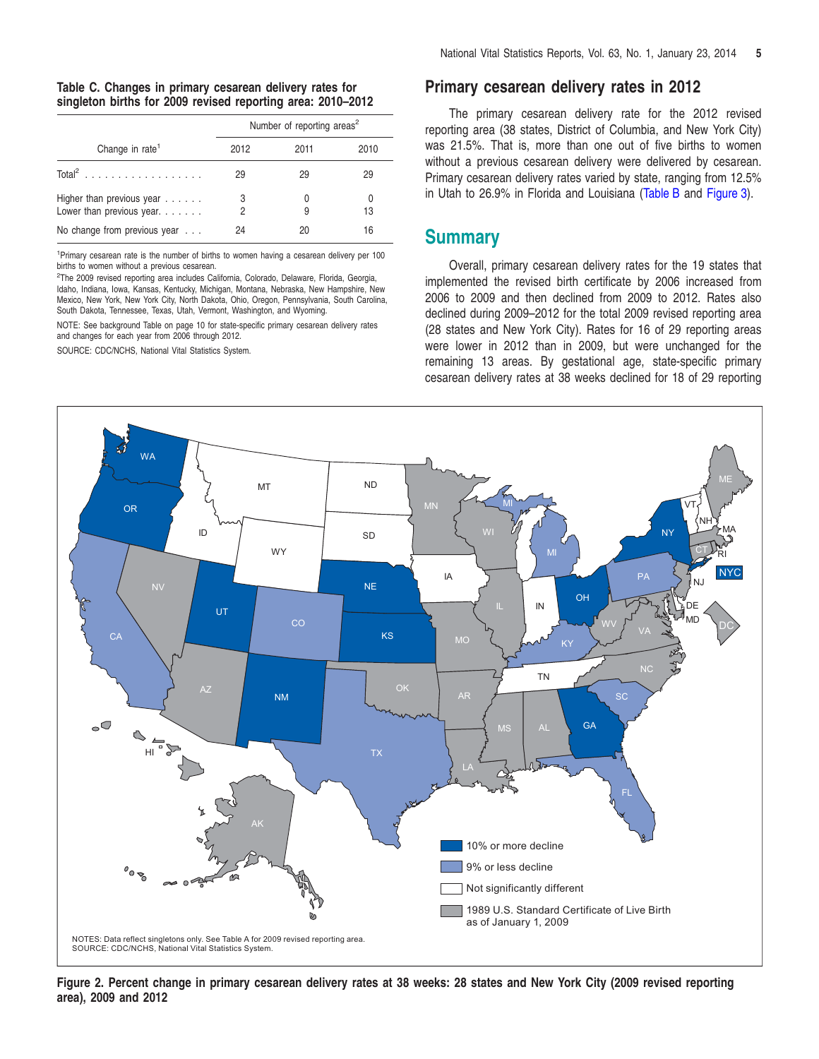**Table C. Changes in primary cesarean delivery rates for singleton births for 2009 revised reporting area: 2010–2012**

| Change in rate[1] | Number of reporting areas[2] | | |
|---|---|---|---|
| | 2012 | 2011 | 2010 |
| Total[2] | 29 | 29 | 29 |
| Higher than previous year | 3 | 0 | 0 |
| Lower than previous year | 2 | 9 | 13 |
| No change from previous year | 24 | 20 | 16 |

[1]Primary cesarean rate is the number of births to women having a cesarean delivery per 100 births to women without a previous cesarean.

[2]The 2009 revised reporting area includes California, Colorado, Delaware, Florida, Georgia, Idaho, Indiana, Iowa, Kansas, Kentucky, Michigan, Montana, Nebraska, New Hampshire, New Mexico, New York, New York City, North Dakota, Ohio, Oregon, Pennsylvania, South Carolina, South Dakota, Tennessee, Texas, Utah, Vermont, Washington, and Wyoming.

NOTE: See background Table on page 10 for state-specific primary cesarean delivery rates and changes for each year from 2006 through 2012.

SOURCE: CDC/NCHS, National Vital Statistics System.

## Primary cesarean delivery rates in 2012

The primary cesarean delivery rate for the 2012 revised reporting area (38 states, District of Columbia, and New York City) was 21.5%. That is, more than one out of five births to women without a previous cesarean delivery were delivered by cesarean. Primary cesarean delivery rates varied by state, ranging from 12.5% in Utah to 26.9% in Florida and Louisiana (Table B and Figure 3).

## Summary

Overall, primary cesarean delivery rates for the 19 states that implemented the revised birth certificate by 2006 increased from 2006 to 2009 and then declined from 2009 to 2012. Rates also declined during 2009–2012 for the total 2009 revised reporting area (28 states and New York City). Rates for 16 of 29 reporting areas were lower in 2012 than in 2009, but were unchanged for the remaining 13 areas. By gestational age, state-specific primary cesarean delivery rates at 38 weeks declined for 18 of 29 reporting

10% or more decline

9% or less decline

Not significantly different

1989 U.S. Standard Certificate of Live Birth as of January 1, 2009

NOTES: Data reflect singletons only. See Table A for 2009 revised reporting area.
SOURCE: CDC/NCHS, National Vital Statistics System.

**Figure 2. Percent change in primary cesarean delivery rates at 38 weeks: 28 states and New York City (2009 revised reporting area), 2009 and 2012**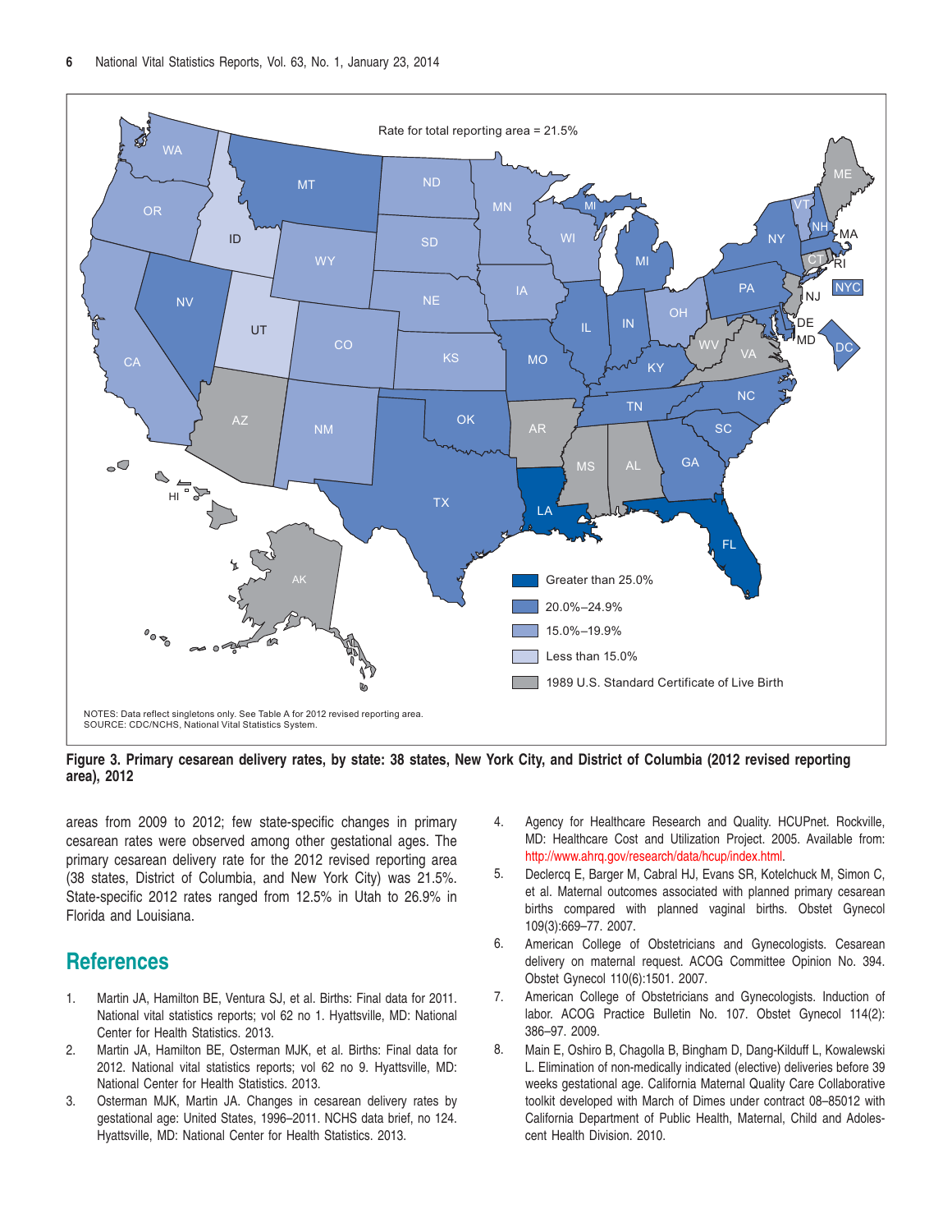Rate for total reporting area = 21.5%

- Greater than 25.0%
- 20.0%–24.9%
- 15.0%–19.9%
- Less than 15.0%
- 1989 U.S. Standard Certificate of Live Birth

NOTES: Data reflect singletons only. See Table A for 2012 revised reporting area.
SOURCE: CDC/NCHS, National Vital Statistics System.

**Figure 3. Primary cesarean delivery rates, by state: 38 states, New York City, and District of Columbia (2012 revised reporting area), 2012**

areas from 2009 to 2012; few state-specific changes in primary cesarean rates were observed among other gestational ages. The primary cesarean delivery rate for the 2012 revised reporting area (38 states, District of Columbia, and New York City) was 21.5%. State-specific 2012 rates ranged from 12.5% in Utah to 26.9% in Florida and Louisiana.

## References

1. Martin JA, Hamilton BE, Ventura SJ, et al. Births: Final data for 2011. National vital statistics reports; vol 62 no 1. Hyattsville, MD: National Center for Health Statistics. 2013.
2. Martin JA, Hamilton BE, Osterman MJK, et al. Births: Final data for 2012. National vital statistics reports; vol 62 no 9. Hyattsville, MD: National Center for Health Statistics. 2013.
3. Osterman MJK, Martin JA. Changes in cesarean delivery rates by gestational age: United States, 1996–2011. NCHS data brief, no 124. Hyattsville, MD: National Center for Health Statistics. 2013.
4. Agency for Healthcare Research and Quality. HCUPnet. Rockville, MD: Healthcare Cost and Utilization Project. 2005. Available from: http://www.ahrq.gov/research/data/hcup/index.html.
5. Declercq E, Barger M, Cabral HJ, Evans SR, Kotelchuck M, Simon C, et al. Maternal outcomes associated with planned primary cesarean births compared with planned vaginal births. Obstet Gynecol 109(3):669–77. 2007.
6. American College of Obstetricians and Gynecologists. Cesarean delivery on maternal request. ACOG Committee Opinion No. 394. Obstet Gynecol 110(6):1501. 2007.
7. American College of Obstetricians and Gynecologists. Induction of labor. ACOG Practice Bulletin No. 107. Obstet Gynecol 114(2): 386–97. 2009.
8. Main E, Oshiro B, Chagolla B, Bingham D, Dang-Kilduff L, Kowalewski L. Elimination of non-medically indicated (elective) deliveries before 39 weeks gestational age. California Maternal Quality Care Collaborative toolkit developed with March of Dimes under contract 08–85012 with California Department of Public Health, Maternal, Child and Adolescent Health Division. 2010.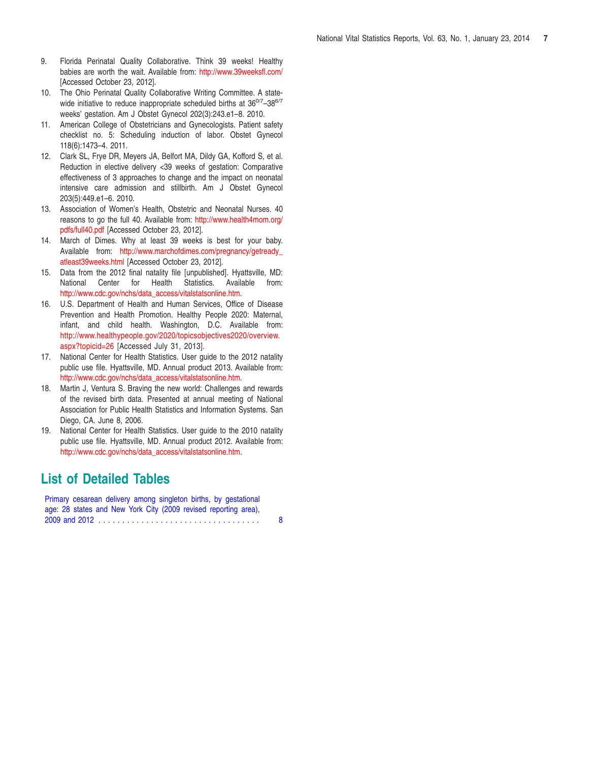9. Florida Perinatal Quality Collaborative. Think 39 weeks! Healthy babies are worth the wait. Available from: http://www.39weeksfl.com/ [Accessed October 23, 2012].
10. The Ohio Perinatal Quality Collaborative Writing Committee. A statewide initiative to reduce inappropriate scheduled births at $36^{0/7}$–$38^{6/7}$ weeks' gestation. Am J Obstet Gynecol 202(3):243.e1–8. 2010.
11. American College of Obstetricians and Gynecologists. Patient safety checklist no. 5: Scheduling induction of labor. Obstet Gynecol 118(6):1473–4. 2011.
12. Clark SL, Frye DR, Meyers JA, Belfort MA, Dildy GA, Kofford S, et al. Reduction in elective delivery <39 weeks of gestation: Comparative effectiveness of 3 approaches to change and the impact on neonatal intensive care admission and stillbirth. Am J Obstet Gynecol 203(5):449.e1–6. 2010.
13. Association of Women's Health, Obstetric and Neonatal Nurses. 40 reasons to go the full 40. Available from: http://www.health4mom.org/pdfs/full40.pdf [Accessed October 23, 2012].
14. March of Dimes. Why at least 39 weeks is best for your baby. Available from: http://www.marchofdimes.com/pregnancy/getready_atleast39weeks.html [Accessed October 23, 2012].
15. Data from the 2012 final natality file [unpublished]. Hyattsville, MD: National Center for Health Statistics. Available from: http://www.cdc.gov/nchs/data_access/vitalstatsonline.htm.
16. U.S. Department of Health and Human Services, Office of Disease Prevention and Health Promotion. Healthy People 2020: Maternal, infant, and child health. Washington, D.C. Available from: http://www.healthypeople.gov/2020/topicsobjectives2020/overview.aspx?topicid=26 [Accessed July 31, 2013].
17. National Center for Health Statistics. User guide to the 2012 natality public use file. Hyattsville, MD. Annual product 2013. Available from: http://www.cdc.gov/nchs/data_access/vitalstatsonline.htm.
18. Martin J, Ventura S. Braving the new world: Challenges and rewards of the revised birth data. Presented at annual meeting of National Association for Public Health Statistics and Information Systems. San Diego, CA. June 8, 2006.
19. National Center for Health Statistics. User guide to the 2010 natality public use file. Hyattsville, MD. Annual product 2012. Available from: http://www.cdc.gov/nchs/data_access/vitalstatsonline.htm.

## List of Detailed Tables

Primary cesarean delivery among singleton births, by gestational age: 28 states and New York City (2009 revised reporting area), 2009 and 2012 . . . . . . . . . . . . . . . . . . . . . . . . . . . . . . . . . . 8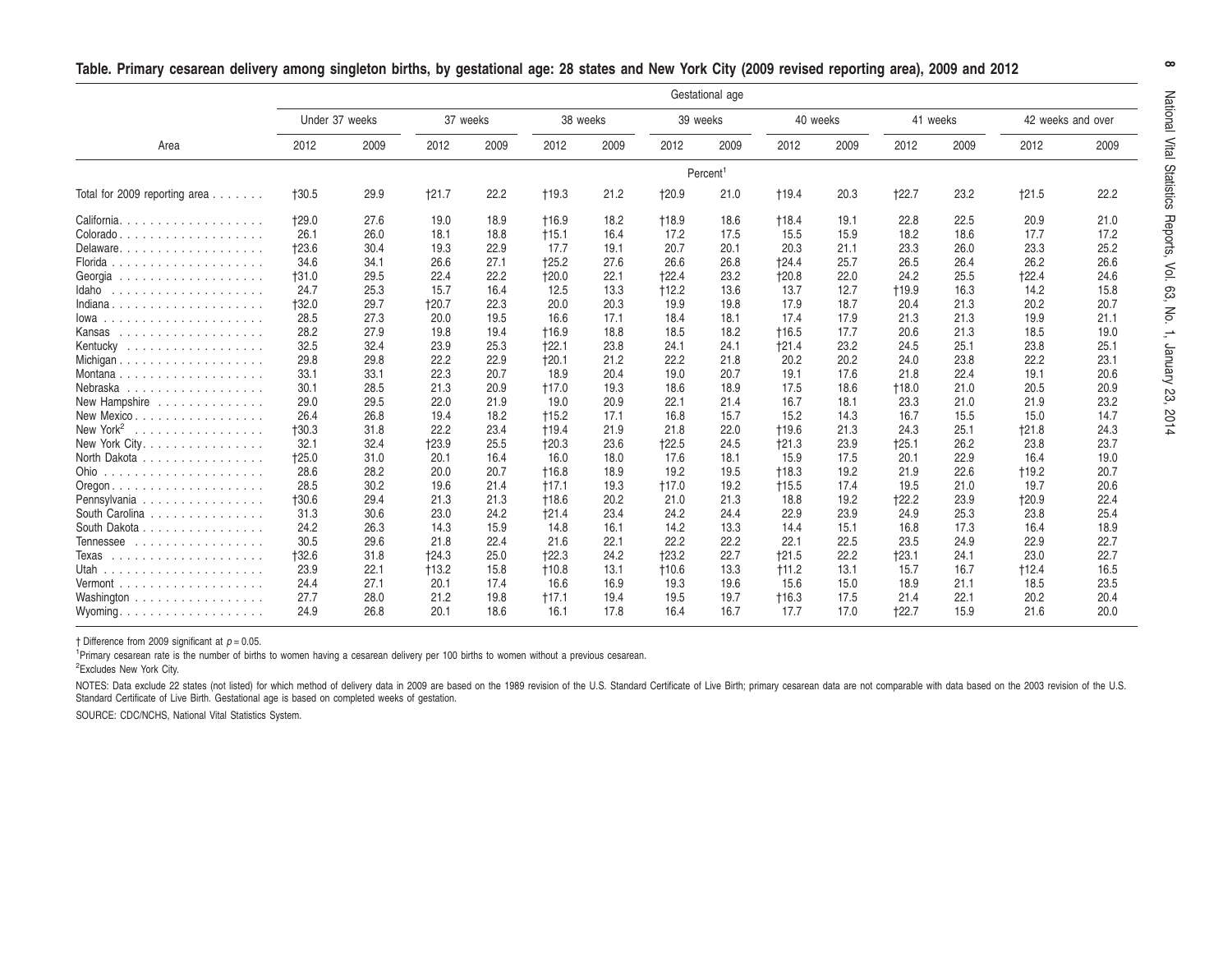**Table. Primary cesarean delivery among singleton births, by gestational age: 28 states and New York City (2009 revised reporting area), 2009 and 2012**

| Area | Under 37 weeks | | 37 weeks | | 38 weeks | | 39 weeks | | 40 weeks | | 41 weeks | | 42 weeks and over | |
|---|---|---|---|---|---|---|---|---|---|---|---|---|---|---|
| | 2012 | 2009 | 2012 | 2009 | 2012 | 2009 | 2012 | 2009 | 2012 | 2009 | 2012 | 2009 | 2012 | 2009 |
| | Percent[1] | | | | | | | | | | | | | |
| Total for 2009 reporting area | †30.5 | 29.9 | †21.7 | 22.2 | †19.3 | 21.2 | †20.9 | 21.0 | †19.4 | 20.3 | †22.7 | 23.2 | †21.5 | 22.2 |
| California | †29.0 | 27.6 | 19.0 | 18.9 | †16.9 | 18.2 | †18.9 | 18.6 | †18.4 | 19.1 | 22.8 | 22.5 | 20.9 | 21.0 |
| Colorado | 26.1 | 26.0 | 18.1 | 18.8 | †15.1 | 16.4 | 17.2 | 17.5 | 15.5 | 15.9 | 18.2 | 18.6 | 17.7 | 17.2 |
| Delaware | †23.6 | 30.4 | 19.3 | 22.9 | 17.7 | 19.1 | 20.7 | 20.1 | 20.3 | 21.1 | 23.3 | 26.0 | 23.3 | 25.2 |
| Florida | 34.6 | 34.1 | 26.6 | 27.1 | †25.2 | 27.6 | 26.6 | 26.8 | †24.4 | 25.7 | 26.5 | 26.4 | 26.2 | 26.6 |
| Georgia | †31.0 | 29.5 | 22.4 | 22.2 | †20.0 | 22.1 | †22.4 | 23.2 | †20.8 | 22.0 | 24.2 | 25.5 | †22.4 | 24.6 |
| Idaho | 24.7 | 25.3 | 15.7 | 16.4 | 12.5 | 13.3 | †12.2 | 13.6 | 13.7 | 12.7 | †19.9 | 16.3 | 14.2 | 15.8 |
| Indiana | †32.0 | 29.7 | †20.7 | 22.3 | 20.0 | 20.3 | 19.9 | 19.8 | 17.9 | 18.7 | 20.4 | 21.3 | 20.2 | 20.7 |
| Iowa | 28.5 | 27.3 | 20.0 | 19.5 | 16.6 | 17.1 | 18.4 | 18.1 | 17.4 | 17.9 | 21.3 | 21.3 | 19.9 | 21.1 |
| Kansas | 28.2 | 27.9 | 19.8 | 19.4 | †16.9 | 18.8 | 18.5 | 18.2 | †16.5 | 17.7 | 20.6 | 21.3 | 18.5 | 19.0 |
| Kentucky | 32.5 | 32.4 | 23.9 | 25.3 | †22.1 | 23.8 | 24.1 | 24.1 | †21.4 | 23.2 | 24.5 | 25.1 | 23.8 | 25.1 |
| Michigan | 29.8 | 29.8 | 22.2 | 22.9 | †20.1 | 21.2 | 22.2 | 21.8 | 20.2 | 20.2 | 24.0 | 23.8 | 22.2 | 23.1 |
| Montana | 33.1 | 33.1 | 22.3 | 20.7 | 18.9 | 20.4 | 19.0 | 20.7 | 19.1 | 17.6 | 21.8 | 22.4 | 19.1 | 20.6 |
| Nebraska | 30.1 | 28.5 | 21.3 | 20.9 | †17.0 | 19.3 | 18.6 | 18.9 | 17.5 | 18.6 | †18.0 | 21.0 | 20.5 | 20.9 |
| New Hampshire | 29.0 | 29.5 | 22.0 | 21.9 | 19.0 | 20.9 | 22.1 | 21.4 | 16.7 | 18.1 | 23.3 | 21.0 | 21.9 | 23.2 |
| New Mexico | 26.4 | 26.8 | 19.4 | 18.2 | †15.2 | 17.1 | 16.8 | 15.7 | 15.2 | 14.3 | 16.7 | 15.5 | 15.0 | 14.7 |
| New York[2] | †30.3 | 31.8 | 22.2 | 23.4 | †19.4 | 21.9 | 21.8 | 22.0 | †19.6 | 21.3 | 24.3 | 25.1 | †21.8 | 24.3 |
| New York City | 32.1 | 32.4 | †23.9 | 25.5 | †20.3 | 23.6 | †22.5 | 24.5 | †21.3 | 23.9 | †25.1 | 26.2 | 23.8 | 23.7 |
| North Dakota | †25.0 | 31.0 | 20.1 | 16.4 | 16.0 | 18.0 | 17.6 | 18.1 | 15.9 | 17.5 | 20.1 | 22.9 | 16.4 | 19.0 |
| Ohio | 28.6 | 28.2 | 20.0 | 20.7 | †16.8 | 18.9 | 19.2 | 19.5 | †18.3 | 19.2 | 21.9 | 22.6 | †19.2 | 20.7 |
| Oregon | 28.5 | 30.2 | 19.6 | 21.4 | †17.1 | 19.3 | †17.0 | 19.2 | †15.5 | 17.4 | 19.5 | 21.0 | 19.7 | 20.6 |
| Pennsylvania | †30.6 | 29.4 | 21.3 | 21.3 | †18.6 | 20.2 | 21.0 | 21.3 | 18.8 | 19.2 | †22.2 | 23.9 | †20.9 | 22.4 |
| South Carolina | 31.3 | 30.6 | 23.0 | 24.2 | †21.4 | 23.4 | 24.2 | 24.4 | 22.9 | 23.9 | 24.9 | 25.3 | 23.8 | 25.4 |
| South Dakota | 24.2 | 26.3 | 14.3 | 15.9 | 14.8 | 16.1 | 14.2 | 13.3 | 14.4 | 15.1 | 16.8 | 17.3 | 16.4 | 18.9 |
| Tennessee | 30.5 | 29.6 | 21.8 | 22.4 | 21.6 | 22.1 | 22.2 | 22.2 | 22.1 | 22.5 | 23.5 | 24.9 | 22.9 | 22.7 |
| Texas | †32.6 | 31.8 | †24.3 | 25.0 | †22.3 | 24.2 | †23.2 | 22.7 | †21.5 | 22.2 | †23.1 | 24.1 | 23.0 | 22.7 |
| Utah | 23.9 | 22.1 | †13.2 | 15.8 | †10.8 | 13.1 | †10.6 | 13.3 | †11.2 | 13.1 | 15.7 | 16.7 | †12.4 | 16.5 |
| Vermont | 24.4 | 27.1 | 20.1 | 17.4 | 16.6 | 16.9 | 19.3 | 19.6 | 15.6 | 15.0 | 18.9 | 21.1 | 18.5 | 23.5 |
| Washington | 27.7 | 28.0 | 21.2 | 19.8 | †17.1 | 19.4 | 19.5 | 19.7 | †16.3 | 17.5 | 21.4 | 22.1 | 20.2 | 20.4 |
| Wyoming | 24.9 | 26.8 | 20.1 | 18.6 | 16.1 | 17.8 | 16.4 | 16.7 | 17.7 | 17.0 | †22.7 | 15.9 | 21.6 | 20.0 |

† Difference from 2009 significant at $p = 0.05$.

[1]Primary cesarean rate is the number of births to women having a cesarean delivery per 100 births to women without a previous cesarean.

[2]Excludes New York City.

NOTES: Data exclude 22 states (not listed) for which method of delivery data in 2009 are based on the 1989 revision of the U.S. Standard Certificate of Live Birth; primary cesarean data are not comparable with data based on the 2003 revision of the U.S. Standard Certificate of Live Birth. Gestational age is based on completed weeks of gestation.

SOURCE: CDC/NCHS, National Vital Statistics System.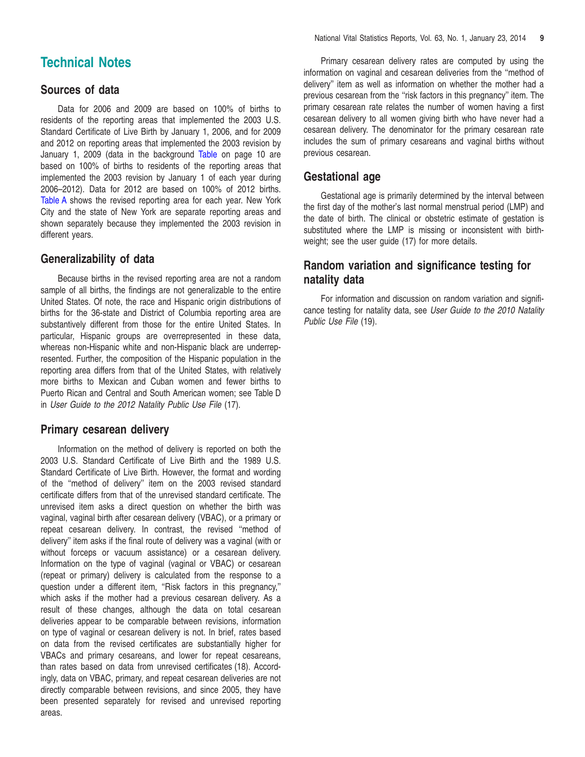# Technical Notes

## Sources of data

Data for 2006 and 2009 are based on 100% of births to residents of the reporting areas that implemented the 2003 U.S. Standard Certificate of Live Birth by January 1, 2006, and for 2009 and 2012 on reporting areas that implemented the 2003 revision by January 1, 2009 (data in the background Table on page 10 are based on 100% of births to residents of the reporting areas that implemented the 2003 revision by January 1 of each year during 2006–2012). Data for 2012 are based on 100% of 2012 births. Table A shows the revised reporting area for each year. New York City and the state of New York are separate reporting areas and shown separately because they implemented the 2003 revision in different years.

## Generalizability of data

Because births in the revised reporting area are not a random sample of all births, the findings are not generalizable to the entire United States. Of note, the race and Hispanic origin distributions of births for the 36-state and District of Columbia reporting area are substantively different from those for the entire United States. In particular, Hispanic groups are overrepresented in these data, whereas non-Hispanic white and non-Hispanic black are underrepresented. Further, the composition of the Hispanic population in the reporting area differs from that of the United States, with relatively more births to Mexican and Cuban women and fewer births to Puerto Rican and Central and South American women; see Table D in *User Guide to the 2012 Natality Public Use File* (17).

## Primary cesarean delivery

Information on the method of delivery is reported on both the 2003 U.S. Standard Certificate of Live Birth and the 1989 U.S. Standard Certificate of Live Birth. However, the format and wording of the ''method of delivery'' item on the 2003 revised standard certificate differs from that of the unrevised standard certificate. The unrevised item asks a direct question on whether the birth was vaginal, vaginal birth after cesarean delivery (VBAC), or a primary or repeat cesarean delivery. In contrast, the revised ''method of delivery'' item asks if the final route of delivery was a vaginal (with or without forceps or vacuum assistance) or a cesarean delivery. Information on the type of vaginal (vaginal or VBAC) or cesarean (repeat or primary) delivery is calculated from the response to a question under a different item, ''Risk factors in this pregnancy,'' which asks if the mother had a previous cesarean delivery. As a result of these changes, although the data on total cesarean deliveries appear to be comparable between revisions, information on type of vaginal or cesarean delivery is not. In brief, rates based on data from the revised certificates are substantially higher for VBACs and primary cesareans, and lower for repeat cesareans, than rates based on data from unrevised certificates (18). Accordingly, data on VBAC, primary, and repeat cesarean deliveries are not directly comparable between revisions, and since 2005, they have been presented separately for revised and unrevised reporting areas.

Primary cesarean delivery rates are computed by using the information on vaginal and cesarean deliveries from the ''method of delivery'' item as well as information on whether the mother had a previous cesarean from the ''risk factors in this pregnancy'' item. The primary cesarean rate relates the number of women having a first cesarean delivery to all women giving birth who have never had a cesarean delivery. The denominator for the primary cesarean rate includes the sum of primary cesareans and vaginal births without previous cesarean.

## Gestational age

Gestational age is primarily determined by the interval between the first day of the mother's last normal menstrual period (LMP) and the date of birth. The clinical or obstetric estimate of gestation is substituted where the LMP is missing or inconsistent with birthweight; see the user guide (17) for more details.

## Random variation and significance testing for natality data

For information and discussion on random variation and significance testing for natality data, see *User Guide to the 2010 Natality Public Use File* (19).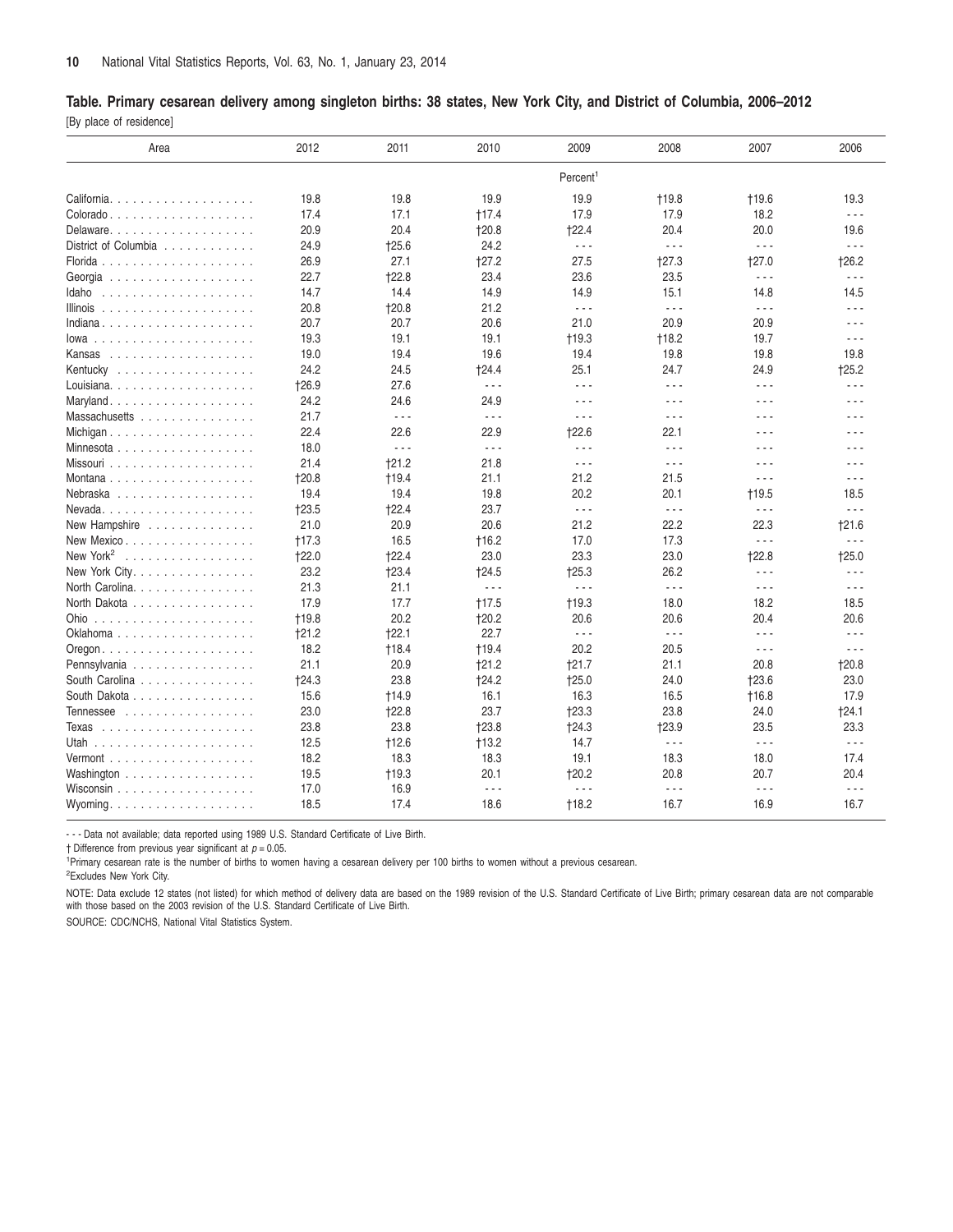**Table. Primary cesarean delivery among singleton births: 38 states, New York City, and District of Columbia, 2006–2012**

[By place of residence]

| Area | 2012 | 2011 | 2010 | 2009 | 2008 | 2007 | 2006 |
|---|---|---|---|---|---|---|---|
| | | | | Percent[1] | | | |
| California | 19.8 | 19.8 | 19.9 | 19.9 | †19.8 | †19.6 | 19.3 |
| Colorado | 17.4 | 17.1 | †17.4 | 17.9 | 17.9 | 18.2 | - - - |
| Delaware | 20.9 | 20.4 | †20.8 | †22.4 | 20.4 | 20.0 | 19.6 |
| District of Columbia | 24.9 | †25.6 | 24.2 | - - - | - - - | - - - | - - - |
| Florida | 26.9 | 27.1 | †27.2 | 27.5 | †27.3 | †27.0 | †26.2 |
| Georgia | 22.7 | †22.8 | 23.4 | 23.6 | 23.5 | - - - | - - - |
| Idaho | 14.7 | 14.4 | 14.9 | 14.9 | 15.1 | 14.8 | 14.5 |
| Illinois | 20.8 | †20.8 | 21.2 | - - - | - - - | - - - | - - - |
| Indiana | 20.7 | 20.7 | 20.6 | 21.0 | 20.9 | 20.9 | - - - |
| Iowa | 19.3 | 19.1 | 19.1 | †19.3 | †18.2 | 19.7 | - - - |
| Kansas | 19.0 | 19.4 | 19.6 | 19.4 | 19.8 | 19.8 | 19.8 |
| Kentucky | 24.2 | 24.5 | †24.4 | 25.1 | 24.7 | 24.9 | †25.2 |
| Louisiana | †26.9 | 27.6 | - - - | - - - | - - - | - - - | - - - |
| Maryland | 24.2 | 24.6 | 24.9 | - - - | - - - | - - - | - - - |
| Massachusetts | 21.7 | - - - | - - - | - - - | - - - | - - - | - - - |
| Michigan | 22.4 | 22.6 | 22.9 | †22.6 | 22.1 | - - - | - - - |
| Minnesota | 18.0 | - - - | - - - | - - - | - - - | - - - | - - - |
| Missouri | 21.4 | †21.2 | 21.8 | - - - | - - - | - - - | - - - |
| Montana | †20.8 | †19.4 | 21.1 | 21.2 | 21.5 | - - - | - - - |
| Nebraska | 19.4 | 19.4 | 19.8 | 20.2 | 20.1 | †19.5 | 18.5 |
| Nevada | †23.5 | †22.4 | 23.7 | - - - | - - - | - - - | - - - |
| New Hampshire | 21.0 | 20.9 | 20.6 | 21.2 | 22.2 | 22.3 | †21.6 |
| New Mexico | †17.3 | 16.5 | †16.2 | 17.0 | 17.3 | - - - | - - - |
| New York[2] | †22.0 | †22.4 | 23.0 | 23.3 | 23.0 | †22.8 | †25.0 |
| New York City | 23.2 | †23.4 | †24.5 | †25.3 | 26.2 | - - - | - - - |
| North Carolina | 21.3 | 21.1 | - - - | - - - | - - - | - - - | - - - |
| North Dakota | 17.9 | 17.7 | †17.5 | †19.3 | 18.0 | 18.2 | 18.5 |
| Ohio | †19.8 | 20.2 | †20.2 | 20.6 | 20.6 | 20.4 | 20.6 |
| Oklahoma | †21.2 | †22.1 | 22.7 | - - - | - - - | - - - | - - - |
| Oregon | 18.2 | †18.4 | †19.4 | 20.2 | 20.5 | - - - | - - - |
| Pennsylvania | 21.1 | 20.9 | †21.2 | †21.7 | 21.1 | 20.8 | †20.8 |
| South Carolina | †24.3 | 23.8 | †24.2 | †25.0 | 24.0 | †23.6 | 23.0 |
| South Dakota | 15.6 | †14.9 | 16.1 | 16.3 | 16.5 | †16.8 | 17.9 |
| Tennessee | 23.0 | †22.8 | 23.7 | †23.3 | 23.8 | 24.0 | †24.1 |
| Texas | 23.8 | 23.8 | †23.8 | †24.3 | †23.9 | 23.5 | 23.3 |
| Utah | 12.5 | †12.6 | †13.2 | 14.7 | - - - | - - - | - - - |
| Vermont | 18.2 | 18.3 | 18.3 | 19.1 | 18.3 | 18.0 | 17.4 |
| Washington | 19.5 | †19.3 | 20.1 | †20.2 | 20.8 | 20.7 | 20.4 |
| Wisconsin | 17.0 | 16.9 | - - - | - - - | - - - | - - - | - - - |
| Wyoming | 18.5 | 17.4 | 18.6 | †18.2 | 16.7 | 16.9 | 16.7 |

- - - Data not available; data reported using 1989 U.S. Standard Certificate of Live Birth.

† Difference from previous year significant at $p = 0.05$.

[1]Primary cesarean rate is the number of births to women having a cesarean delivery per 100 births to women without a previous cesarean.

[2]Excludes New York City.

NOTE: Data exclude 12 states (not listed) for which method of delivery data are based on the 1989 revision of the U.S. Standard Certificate of Live Birth; primary cesarean data are not comparable with those based on the 2003 revision of the U.S. Standard Certificate of Live Birth.

SOURCE: CDC/NCHS, National Vital Statistics System.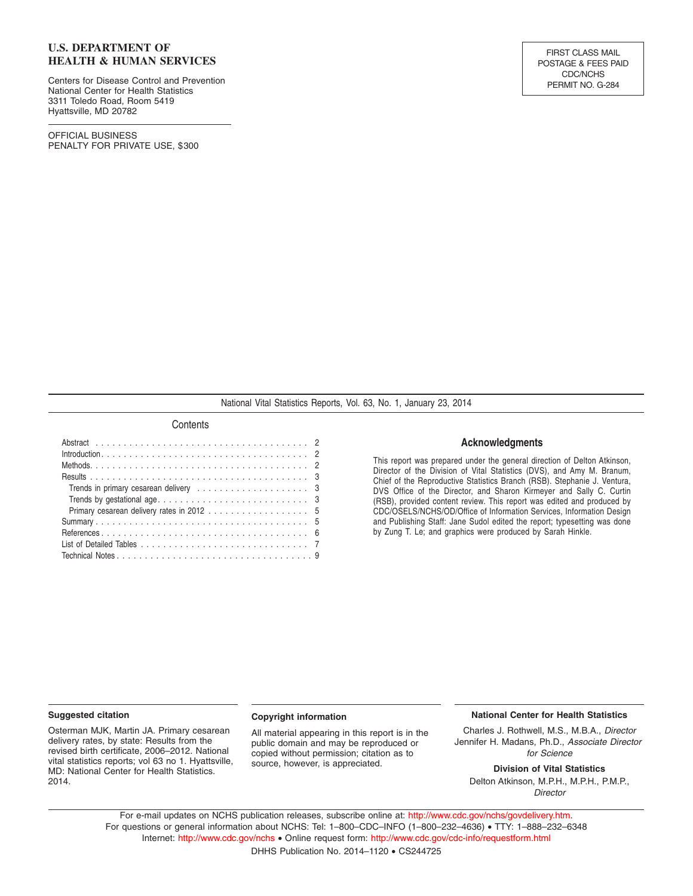**U.S. DEPARTMENT OF HEALTH & HUMAN SERVICES**

Centers for Disease Control and Prevention
National Center for Health Statistics
3311 Toledo Road, Room 5419
Hyattsville, MD 20782

OFFICIAL BUSINESS
PENALTY FOR PRIVATE USE, $300

FIRST CLASS MAIL
POSTAGE & FEES PAID
CDC/NCHS
PERMIT NO. G-284

National Vital Statistics Reports, Vol. 63, No. 1, January 23, 2014

## Contents

| | |
|---|---|
| Abstract | 2 |
| Introduction | 2 |
| Methods | 2 |
| Results | 3 |
| Trends in primary cesarean delivery | 3 |
| Trends by gestational age | 3 |
| Primary cesarean delivery rates in 2012 | 5 |
| Summary | 5 |
| References | 6 |
| List of Detailed Tables | 7 |
| Technical Notes | 9 |

## Acknowledgments

This report was prepared under the general direction of Delton Atkinson, Director of the Division of Vital Statistics (DVS), and Amy M. Branum, Chief of the Reproductive Statistics Branch (RSB). Stephanie J. Ventura, DVS Office of the Director, and Sharon Kirmeyer and Sally C. Curtin (RSB), provided content review. This report was edited and produced by CDC/OSELS/NCHS/OD/Office of Information Services, Information Design and Publishing Staff: Jane Sudol edited the report; typesetting was done by Zung T. Le; and graphics were produced by Sarah Hinkle.

**Suggested citation**

Osterman MJK, Martin JA. Primary cesarean delivery rates, by state: Results from the revised birth certificate, 2006–2012. National vital statistics reports; vol 63 no 1. Hyattsville, MD: National Center for Health Statistics. 2014.

**Copyright information**

All material appearing in this report is in the public domain and may be reproduced or copied without permission; citation as to source, however, is appreciated.

**National Center for Health Statistics**

Charles J. Rothwell, M.S., M.B.A., *Director*
Jennifer H. Madans, Ph.D., *Associate Director for Science*

**Division of Vital Statistics**

Delton Atkinson, M.P.H., M.P.H., P.M.P., *Director*

For e-mail updates on NCHS publication releases, subscribe online at: http://www.cdc.gov/nchs/govdelivery.htm.
For questions or general information about NCHS: Tel: 1–800–CDC–INFO (1–800–232–4636) • TTY: 1–888–232–6348
Internet: http://www.cdc.gov/nchs • Online request form: http://www.cdc.gov/cdc-info/requestform.html

DHHS Publication No. 2014–1120 • CS244725